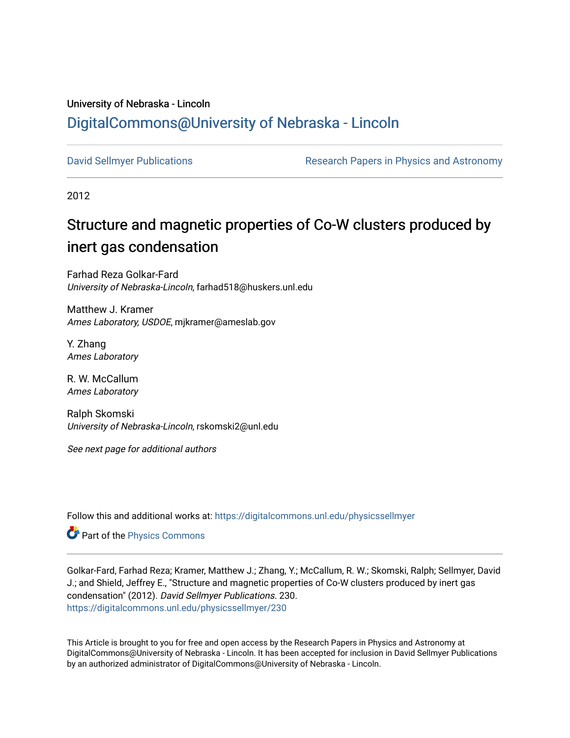University of Nebraska - Lincoln

## DigitalCommons@University of Nebraska - Lincoln

David Sellmyer Publications

Research Papers in Physics and Astronomy

2012

# Structure and magnetic properties of Co-W clusters produced by inert gas condensation

Farhad Reza Golkar-Fard
*University of Nebraska-Lincoln*, farhad518@huskers.unl.edu

Matthew J. Kramer
*Ames Laboratory, USDOE*, mjkramer@ameslab.gov

Y. Zhang
*Ames Laboratory*

R. W. McCallum
*Ames Laboratory*

Ralph Skomski
*University of Nebraska-Lincoln*, rskomski2@unl.edu

*See next page for additional authors*

Follow this and additional works at: https://digitalcommons.unl.edu/physicssellmyer

Part of the Physics Commons

Golkar-Fard, Farhad Reza; Kramer, Matthew J.; Zhang, Y.; McCallum, R. W.; Skomski, Ralph; Sellmyer, David J.; and Shield, Jeffrey E., "Structure and magnetic properties of Co-W clusters produced by inert gas condensation" (2012). *David Sellmyer Publications*. 230.
https://digitalcommons.unl.edu/physicssellmyer/230

This Article is brought to you for free and open access by the Research Papers in Physics and Astronomy at DigitalCommons@University of Nebraska - Lincoln. It has been accepted for inclusion in David Sellmyer Publications by an authorized administrator of DigitalCommons@University of Nebraska - Lincoln.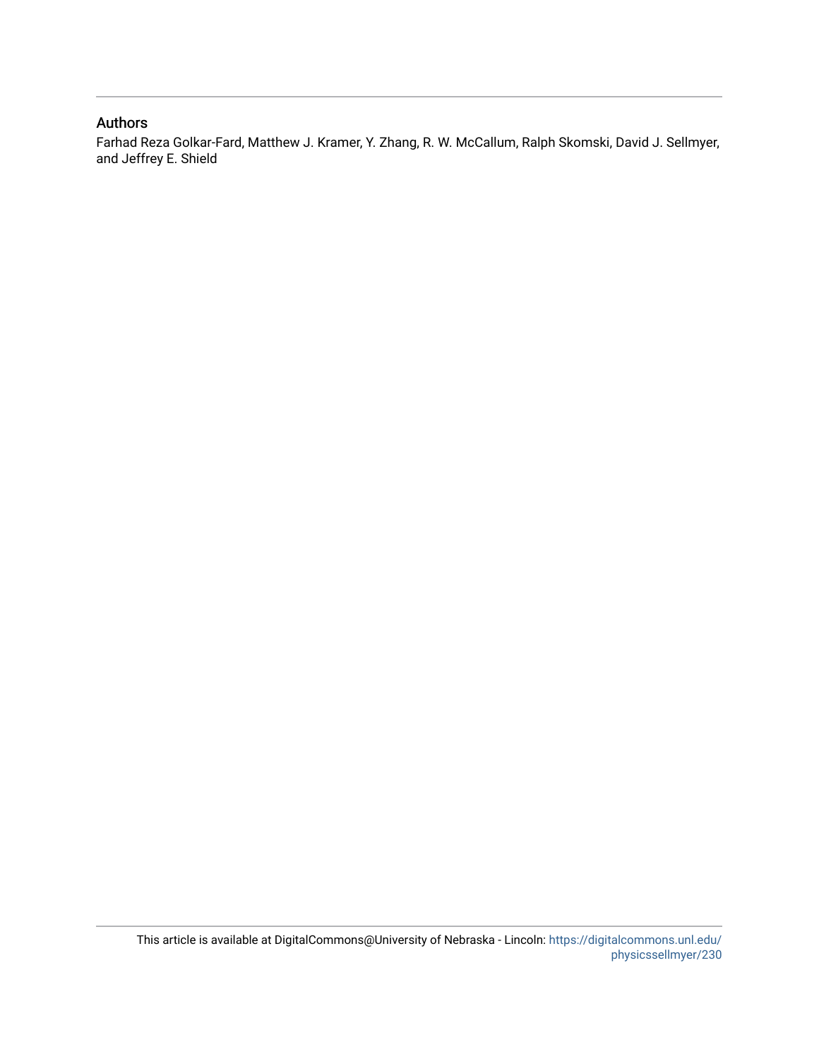## Authors

Farhad Reza Golkar-Fard, Matthew J. Kramer, Y. Zhang, R. W. McCallum, Ralph Skomski, David J. Sellmyer, and Jeffrey E. Shield

This article is available at DigitalCommons@University of Nebraska - Lincoln: https://digitalcommons.unl.edu/physicssellmyer/230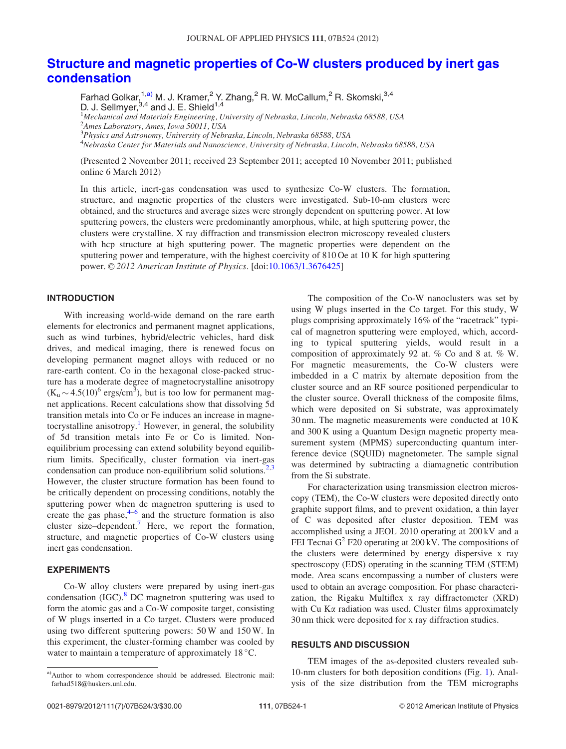# Structure and magnetic properties of Co-W clusters produced by inert gas condensation

Farhad Golkar,[1,a)] M. J. Kramer,[2] Y. Zhang,[2] R. W. McCallum,[2] R. Skomski,[3,4] D. J. Sellmyer,[3,4] and J. E. Shield[1,4]

[1]*Mechanical and Materials Engineering, University of Nebraska, Lincoln, Nebraska 68588, USA*
[2]*Ames Laboratory, Ames, Iowa 50011, USA*
[3]*Physics and Astronomy, University of Nebraska, Lincoln, Nebraska 68588, USA*
[4]*Nebraska Center for Materials and Nanoscience, University of Nebraska, Lincoln, Nebraska 68588, USA*

(Presented 2 November 2011; received 23 September 2011; accepted 10 November 2011; published online 6 March 2012)

In this article, inert-gas condensation was used to synthesize Co-W clusters. The formation, structure, and magnetic properties of the clusters were investigated. Sub-10-nm clusters were obtained, and the structures and average sizes were strongly dependent on sputtering power. At low sputtering powers, the clusters were predominantly amorphous, while, at high sputtering power, the clusters were crystalline. X ray diffraction and transmission electron microscopy revealed clusters with hcp structure at high sputtering power. The magnetic properties were dependent on the sputtering power and temperature, with the highest coercivity of 810 Oe at 10 K for high sputtering power. *© 2012 American Institute of Physics*. [doi:10.1063/1.3676425]

## INTRODUCTION

With increasing world-wide demand on the rare earth elements for electronics and permanent magnet applications, such as wind turbines, hybrid/electric vehicles, hard disk drives, and medical imaging, there is renewed focus on developing permanent magnet alloys with reduced or no rare-earth content. Co in the hexagonal close-packed structure has a moderate degree of magnetocrystalline anisotropy ($K_u \sim 4.5(10)^6$ ergs/cm$^3$), but is too low for permanent magnet applications. Recent calculations show that dissolving 5d transition metals into Co or Fe induces an increase in magnetocrystalline anisotropy.[1] However, in general, the solubility of 5d transition metals into Fe or Co is limited. Nonequilibrium processing can extend solubility beyond equilibrium limits. Specifically, cluster formation via inert-gas condensation can produce non-equilibrium solid solutions.[2,3] However, the cluster structure formation has been found to be critically dependent on processing conditions, notably the sputtering power when dc magnetron sputtering is used to create the gas phase,[4–6] and the structure formation is also cluster size–dependent.[7] Here, we report the formation, structure, and magnetic properties of Co-W clusters using inert gas condensation.

## EXPERIMENTS

Co-W alloy clusters were prepared by using inert-gas condensation (IGC).[8] DC magnetron sputtering was used to form the atomic gas and a Co-W composite target, consisting of W plugs inserted in a Co target. Clusters were produced using two different sputtering powers: 50 W and 150 W. In this experiment, the cluster-forming chamber was cooled by water to maintain a temperature of approximately 18 °C.

The composition of the Co-W nanoclusters was set by using W plugs inserted in the Co target. For this study, W plugs comprising approximately 16% of the "racetrack" typical of magnetron sputtering were employed, which, according to typical sputtering yields, would result in a composition of approximately 92 at. % Co and 8 at. % W. For magnetic measurements, the Co-W clusters were imbedded in a C matrix by alternate deposition from the cluster source and an RF source positioned perpendicular to the cluster source. Overall thickness of the composite films, which were deposited on Si substrate, was approximately 30 nm. The magnetic measurements were conducted at 10 K and 300 K using a Quantum Design magnetic property measurement system (MPMS) superconducting quantum interference device (SQUID) magnetometer. The sample signal was determined by subtracting a diamagnetic contribution from the Si substrate.

For characterization using transmission electron microscopy (TEM), the Co-W clusters were deposited directly onto graphite support films, and to prevent oxidation, a thin layer of C was deposited after cluster deposition. TEM was accomplished using a JEOL 2010 operating at 200 kV and a FEI Tecnai G$^2$ F20 operating at 200 kV. The compositions of the clusters were determined by energy dispersive x ray spectroscopy (EDS) operating in the scanning TEM (STEM) mode. Area scans encompassing a number of clusters were used to obtain an average composition. For phase characterization, the Rigaku Multiflex x ray diffractometer (XRD) with Cu K$\alpha$ radiation was used. Cluster films approximately 30 nm thick were deposited for x ray diffraction studies.

## RESULTS AND DISCUSSION

TEM images of the as-deposited clusters revealed sub-10-nm clusters for both deposition conditions (Fig. 1). Analysis of the size distribution from the TEM micrographs

---

a)Author to whom correspondence should be addressed. Electronic mail: farhad518@huskers.unl.edu.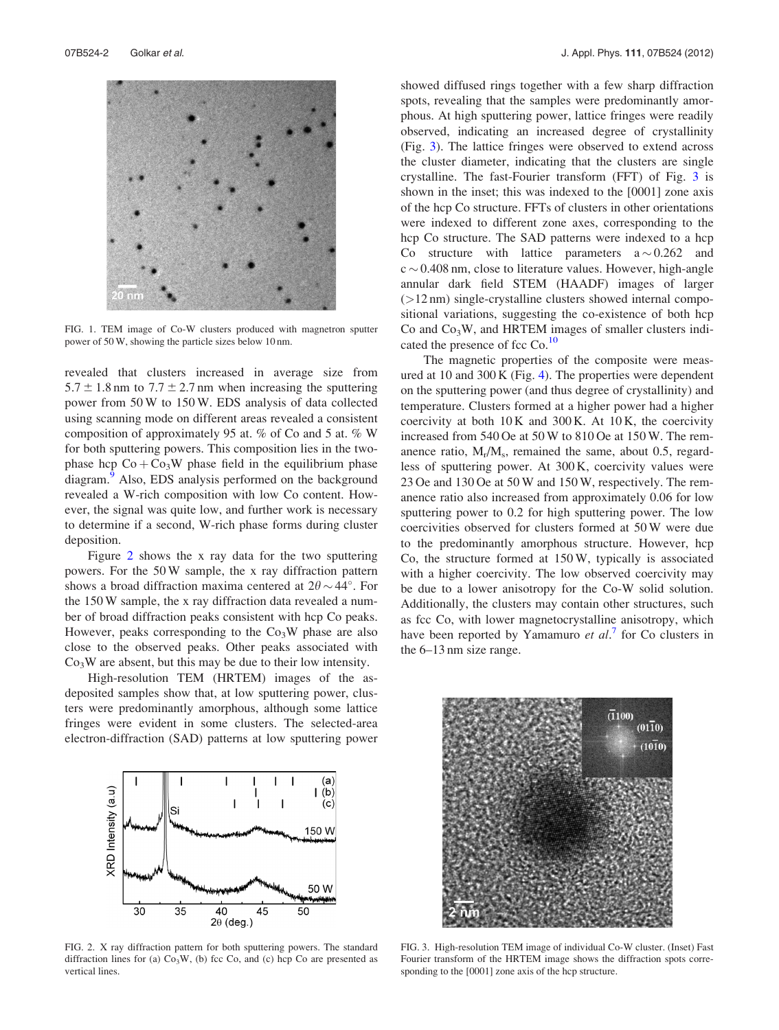FIG. 1. TEM image of Co-W clusters produced with magnetron sputter power of 50 W, showing the particle sizes below 10 nm.

revealed that clusters increased in average size from $5.7 \pm 1.8$ nm to $7.7 \pm 2.7$ nm when increasing the sputtering power from 50 W to 150 W. EDS analysis of data collected using scanning mode on different areas revealed a consistent composition of approximately 95 at. % of Co and 5 at. % W for both sputtering powers. This composition lies in the two-phase hcp $Co + Co_3W$ phase field in the equilibrium phase diagram.[9] Also, EDS analysis performed on the background revealed a W-rich composition with low Co content. However, the signal was quite low, and further work is necessary to determine if a second, W-rich phase forms during cluster deposition.

Figure 2 shows the x ray data for the two sputtering powers. For the 50 W sample, the x ray diffraction pattern shows a broad diffraction maxima centered at $2\theta \sim 44°$. For the 150 W sample, the x ray diffraction data revealed a number of broad diffraction peaks consistent with hcp Co peaks. However, peaks corresponding to the $Co_3W$ phase are also close to the observed peaks. Other peaks associated with $Co_3W$ are absent, but this may be due to their low intensity.

High-resolution TEM (HRTEM) images of the as-deposited samples show that, at low sputtering power, clusters were predominantly amorphous, although some lattice fringes were evident in some clusters. The selected-area electron-diffraction (SAD) patterns at low sputtering power showed diffused rings together with a few sharp diffraction spots, revealing that the samples were predominantly amorphous. At high sputtering power, lattice fringes were readily observed, indicating an increased degree of crystallinity (Fig. 3). The lattice fringes were observed to extend across the cluster diameter, indicating that the clusters are single crystalline. The fast-Fourier transform (FFT) of Fig. 3 is shown in the inset; this was indexed to the [0001] zone axis of the hcp Co structure. FFTs of clusters in other orientations were indexed to different zone axes, corresponding to the hcp Co structure. The SAD patterns were indexed to a hcp Co structure with lattice parameters $a \sim 0.262$ and $c \sim 0.408$ nm, close to literature values. However, high-angle annular dark field STEM (HAADF) images of larger (>12 nm) single-crystalline clusters showed internal compositional variations, suggesting the co-existence of both hcp Co and $Co_3W$, and HRTEM images of smaller clusters indicated the presence of fcc Co.[10]

The magnetic properties of the composite were measured at 10 and 300 K (Fig. 4). The properties were dependent on the sputtering power (and thus degree of crystallinity) and temperature. Clusters formed at a higher power had a higher coercivity at both 10 K and 300 K. At 10 K, the coercivity increased from 540 Oe at 50 W to 810 Oe at 150 W. The remanence ratio, $M_r/M_s$, remained the same, about 0.5, regardless of sputtering power. At 300 K, coercivity values were 23 Oe and 130 Oe at 50 W and 150 W, respectively. The remanence ratio also increased from approximately 0.06 for low sputtering power to 0.2 for high sputtering power. The low coercivities observed for clusters formed at 50 W were due to the predominantly amorphous structure. However, hcp Co, the structure formed at 150 W, typically is associated with a higher coercivity. The low observed coercivity may be due to a lower anisotropy for the Co-W solid solution. Additionally, the clusters may contain other structures, such as fcc Co, with lower magnetocrystalline anisotropy, which have been reported by Yamamuro *et al.*[7] for Co clusters in the 6–13 nm size range.

FIG. 2. X ray diffraction pattern for both sputtering powers. The standard diffraction lines for (a) $Co_3W$, (b) fcc Co, and (c) hcp Co are presented as vertical lines.

FIG. 3. High-resolution TEM image of individual Co-W cluster. (Inset) Fast Fourier transform of the HRTEM image shows the diffraction spots corresponding to the [0001] zone axis of the hcp structure.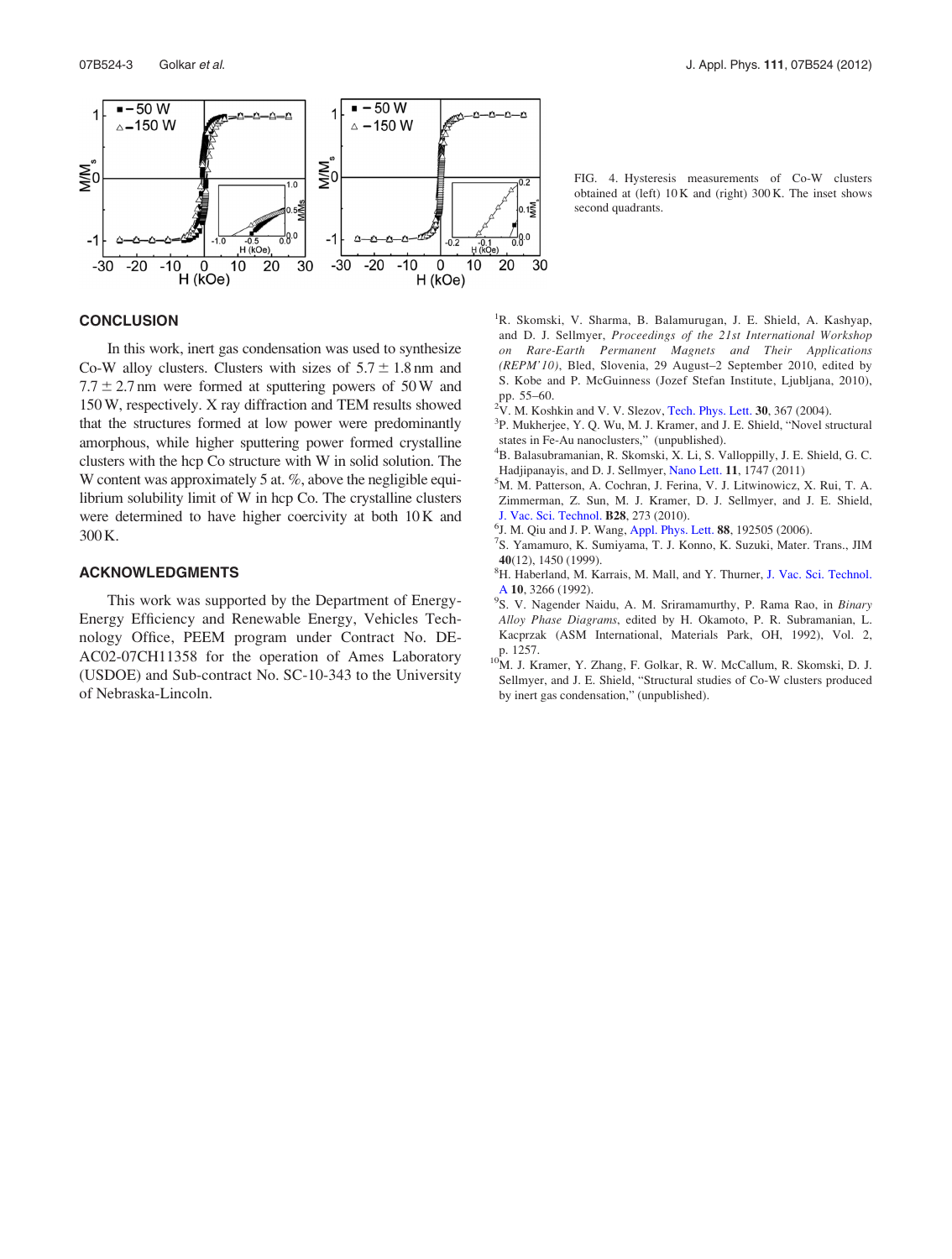■ – 50 W
△ – 150 W
M/M_s
1
0
-1
-30 -20 -10 0 10 20 30
H (kOe)
1.0
0.5
0.0
M/Ms
-1.0 -0.5 0.0
H (kOe)

■ – 50 W
△ – 150 W
M/M_s
1
0
-1
-30 -20 -10 0 10 20 30
H (kOe)
0.2
0.1
0.0
M/M_s
-0.2 -0.1 0.0
H (kOe)

FIG. 4. Hysteresis measurements of Co-W clusters obtained at (left) 10 K and (right) 300 K. The inset shows second quadrants.

## CONCLUSION

In this work, inert gas condensation was used to synthesize Co-W alloy clusters. Clusters with sizes of $5.7 \pm 1.8$ nm and $7.7 \pm 2.7$ nm were formed at sputtering powers of 50 W and 150 W, respectively. X ray diffraction and TEM results showed that the structures formed at low power were predominantly amorphous, while higher sputtering power formed crystalline clusters with the hcp Co structure with W in solid solution. The W content was approximately 5 at. %, above the negligible equilibrium solubility limit of W in hcp Co. The crystalline clusters were determined to have higher coercivity at both 10 K and 300 K.

## ACKNOWLEDGMENTS

This work was supported by the Department of Energy-Energy Efficiency and Renewable Energy, Vehicles Technology Office, PEEM program under Contract No. DE-AC02-07CH11358 for the operation of Ames Laboratory (USDOE) and Sub-contract No. SC-10-343 to the University of Nebraska-Lincoln.

[1] R. Skomski, V. Sharma, B. Balamurugan, J. E. Shield, A. Kashyap, and D. J. Sellmyer, *Proceedings of the 21st International Workshop on Rare-Earth Permanent Magnets and Their Applications (REPM'10)*, Bled, Slovenia, 29 August–2 September 2010, edited by S. Kobe and P. McGuinness (Jozef Stefan Institute, Ljubljana, 2010), pp. 55–60.

[2] V. M. Koshkin and V. V. Slezov, Tech. Phys. Lett. **30**, 367 (2004).

[3] P. Mukherjee, Y. Q. Wu, M. J. Kramer, and J. E. Shield, "Novel structural states in Fe-Au nanoclusters," (unpublished).

[4] B. Balasubramanian, R. Skomski, X. Li, S. Valloppilly, J. E. Shield, G. C. Hadjipanayis, and D. J. Sellmyer, Nano Lett. **11**, 1747 (2011)

[5] M. M. Patterson, A. Cochran, J. Ferina, V. J. Litwinowicz, X. Rui, T. A. Zimmerman, Z. Sun, M. J. Kramer, D. J. Sellmyer, and J. E. Shield, J. Vac. Sci. Technol. **B28**, 273 (2010).

[6] J. M. Qiu and J. P. Wang, Appl. Phys. Lett. **88**, 192505 (2006).

[7] S. Yamamuro, K. Sumiyama, T. J. Konno, K. Suzuki, Mater. Trans., JIM **40**(12), 1450 (1999).

[8] H. Haberland, M. Karrais, M. Mall, and Y. Thurner, J. Vac. Sci. Technol. A **10**, 3266 (1992).

[9] S. V. Nagender Naidu, A. M. Sriramamurthy, P. Rama Rao, in *Binary Alloy Phase Diagrams*, edited by H. Okamoto, P. R. Subramanian, L. Kacprzak (ASM International, Materials Park, OH, 1992), Vol. 2, p. 1257.

[10] M. J. Kramer, Y. Zhang, F. Golkar, R. W. McCallum, R. Skomski, D. J. Sellmyer, and J. E. Shield, "Structural studies of Co-W clusters produced by inert gas condensation," (unpublished).